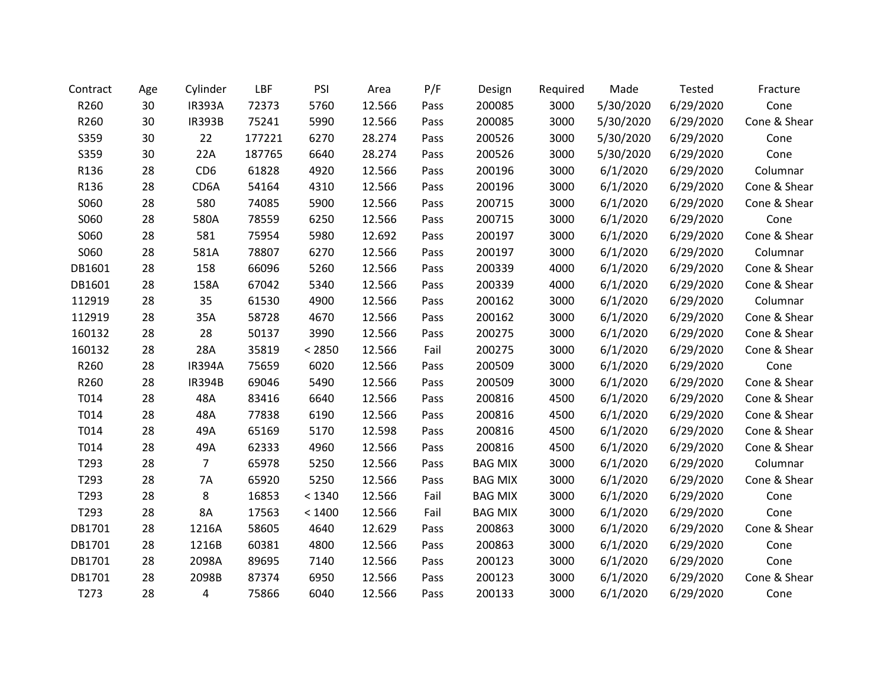| Contract | Age | Cylinder | LBF | PSI | Area | P/F | Design | Required | Made | Tested | Fracture |
|---|---|---|---|---|---|---|---|---|---|---|---|
| R260 | 30 | IR393A | 72373 | 5760 | 12.566 | Pass | 200085 | 3000 | 5/30/2020 | 6/29/2020 | Cone |
| R260 | 30 | IR393B | 75241 | 5990 | 12.566 | Pass | 200085 | 3000 | 5/30/2020 | 6/29/2020 | Cone & Shear |
| S359 | 30 | 22 | 177221 | 6270 | 28.274 | Pass | 200526 | 3000 | 5/30/2020 | 6/29/2020 | Cone |
| S359 | 30 | 22A | 187765 | 6640 | 28.274 | Pass | 200526 | 3000 | 5/30/2020 | 6/29/2020 | Cone |
| R136 | 28 | CD6 | 61828 | 4920 | 12.566 | Pass | 200196 | 3000 | 6/1/2020 | 6/29/2020 | Columnar |
| R136 | 28 | CD6A | 54164 | 4310 | 12.566 | Pass | 200196 | 3000 | 6/1/2020 | 6/29/2020 | Cone & Shear |
| S060 | 28 | 580 | 74085 | 5900 | 12.566 | Pass | 200715 | 3000 | 6/1/2020 | 6/29/2020 | Cone & Shear |
| S060 | 28 | 580A | 78559 | 6250 | 12.566 | Pass | 200715 | 3000 | 6/1/2020 | 6/29/2020 | Cone |
| S060 | 28 | 581 | 75954 | 5980 | 12.692 | Pass | 200197 | 3000 | 6/1/2020 | 6/29/2020 | Cone & Shear |
| S060 | 28 | 581A | 78807 | 6270 | 12.566 | Pass | 200197 | 3000 | 6/1/2020 | 6/29/2020 | Columnar |
| DB1601 | 28 | 158 | 66096 | 5260 | 12.566 | Pass | 200339 | 4000 | 6/1/2020 | 6/29/2020 | Cone & Shear |
| DB1601 | 28 | 158A | 67042 | 5340 | 12.566 | Pass | 200339 | 4000 | 6/1/2020 | 6/29/2020 | Cone & Shear |
| 112919 | 28 | 35 | 61530 | 4900 | 12.566 | Pass | 200162 | 3000 | 6/1/2020 | 6/29/2020 | Columnar |
| 112919 | 28 | 35A | 58728 | 4670 | 12.566 | Pass | 200162 | 3000 | 6/1/2020 | 6/29/2020 | Cone & Shear |
| 160132 | 28 | 28 | 50137 | 3990 | 12.566 | Pass | 200275 | 3000 | 6/1/2020 | 6/29/2020 | Cone & Shear |
| 160132 | 28 | 28A | 35819 | < 2850 | 12.566 | Fail | 200275 | 3000 | 6/1/2020 | 6/29/2020 | Cone & Shear |
| R260 | 28 | IR394A | 75659 | 6020 | 12.566 | Pass | 200509 | 3000 | 6/1/2020 | 6/29/2020 | Cone |
| R260 | 28 | IR394B | 69046 | 5490 | 12.566 | Pass | 200509 | 3000 | 6/1/2020 | 6/29/2020 | Cone & Shear |
| T014 | 28 | 48A | 83416 | 6640 | 12.566 | Pass | 200816 | 4500 | 6/1/2020 | 6/29/2020 | Cone & Shear |
| T014 | 28 | 48A | 77838 | 6190 | 12.566 | Pass | 200816 | 4500 | 6/1/2020 | 6/29/2020 | Cone & Shear |
| T014 | 28 | 49A | 65169 | 5170 | 12.598 | Pass | 200816 | 4500 | 6/1/2020 | 6/29/2020 | Cone & Shear |
| T014 | 28 | 49A | 62333 | 4960 | 12.566 | Pass | 200816 | 4500 | 6/1/2020 | 6/29/2020 | Cone & Shear |
| T293 | 28 | 7 | 65978 | 5250 | 12.566 | Pass | BAG MIX | 3000 | 6/1/2020 | 6/29/2020 | Columnar |
| T293 | 28 | 7A | 65920 | 5250 | 12.566 | Pass | BAG MIX | 3000 | 6/1/2020 | 6/29/2020 | Cone & Shear |
| T293 | 28 | 8 | 16853 | < 1340 | 12.566 | Fail | BAG MIX | 3000 | 6/1/2020 | 6/29/2020 | Cone |
| T293 | 28 | 8A | 17563 | < 1400 | 12.566 | Fail | BAG MIX | 3000 | 6/1/2020 | 6/29/2020 | Cone |
| DB1701 | 28 | 1216A | 58605 | 4640 | 12.629 | Pass | 200863 | 3000 | 6/1/2020 | 6/29/2020 | Cone & Shear |
| DB1701 | 28 | 1216B | 60381 | 4800 | 12.566 | Pass | 200863 | 3000 | 6/1/2020 | 6/29/2020 | Cone |
| DB1701 | 28 | 2098A | 89695 | 7140 | 12.566 | Pass | 200123 | 3000 | 6/1/2020 | 6/29/2020 | Cone |
| DB1701 | 28 | 2098B | 87374 | 6950 | 12.566 | Pass | 200123 | 3000 | 6/1/2020 | 6/29/2020 | Cone & Shear |
| T273 | 28 | 4 | 75866 | 6040 | 12.566 | Pass | 200133 | 3000 | 6/1/2020 | 6/29/2020 | Cone |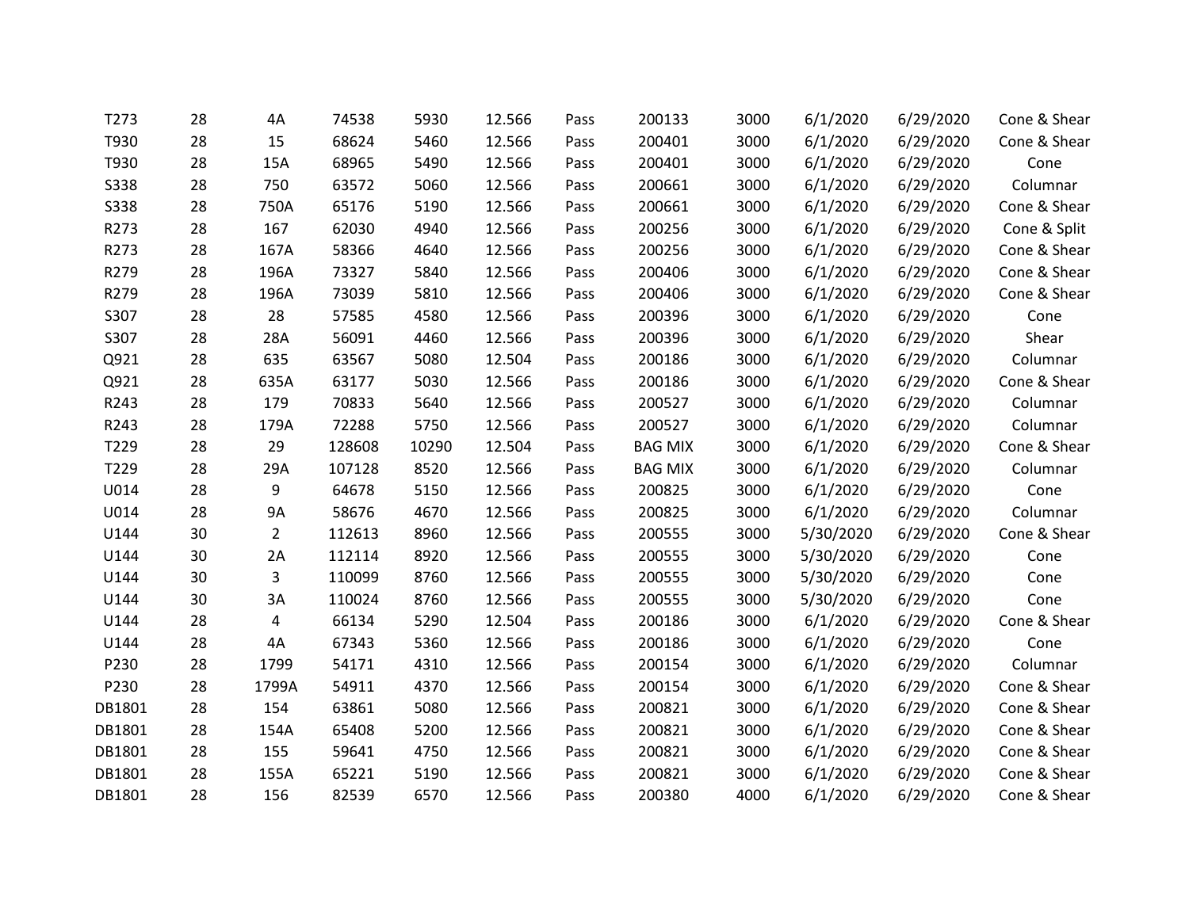| | | | | | | | | | | | |
|---|---|---|---|---|---|---|---|---|---|---|---|
| T273 | 28 | 4A | 74538 | 5930 | 12.566 | Pass | 200133 | 3000 | 6/1/2020 | 6/29/2020 | Cone & Shear |
| T930 | 28 | 15 | 68624 | 5460 | 12.566 | Pass | 200401 | 3000 | 6/1/2020 | 6/29/2020 | Cone & Shear |
| T930 | 28 | 15A | 68965 | 5490 | 12.566 | Pass | 200401 | 3000 | 6/1/2020 | 6/29/2020 | Cone |
| S338 | 28 | 750 | 63572 | 5060 | 12.566 | Pass | 200661 | 3000 | 6/1/2020 | 6/29/2020 | Columnar |
| S338 | 28 | 750A | 65176 | 5190 | 12.566 | Pass | 200661 | 3000 | 6/1/2020 | 6/29/2020 | Cone & Shear |
| R273 | 28 | 167 | 62030 | 4940 | 12.566 | Pass | 200256 | 3000 | 6/1/2020 | 6/29/2020 | Cone & Split |
| R273 | 28 | 167A | 58366 | 4640 | 12.566 | Pass | 200256 | 3000 | 6/1/2020 | 6/29/2020 | Cone & Shear |
| R279 | 28 | 196A | 73327 | 5840 | 12.566 | Pass | 200406 | 3000 | 6/1/2020 | 6/29/2020 | Cone & Shear |
| R279 | 28 | 196A | 73039 | 5810 | 12.566 | Pass | 200406 | 3000 | 6/1/2020 | 6/29/2020 | Cone & Shear |
| S307 | 28 | 28 | 57585 | 4580 | 12.566 | Pass | 200396 | 3000 | 6/1/2020 | 6/29/2020 | Cone |
| S307 | 28 | 28A | 56091 | 4460 | 12.566 | Pass | 200396 | 3000 | 6/1/2020 | 6/29/2020 | Shear |
| Q921 | 28 | 635 | 63567 | 5080 | 12.504 | Pass | 200186 | 3000 | 6/1/2020 | 6/29/2020 | Columnar |
| Q921 | 28 | 635A | 63177 | 5030 | 12.566 | Pass | 200186 | 3000 | 6/1/2020 | 6/29/2020 | Cone & Shear |
| R243 | 28 | 179 | 70833 | 5640 | 12.566 | Pass | 200527 | 3000 | 6/1/2020 | 6/29/2020 | Columnar |
| R243 | 28 | 179A | 72288 | 5750 | 12.566 | Pass | 200527 | 3000 | 6/1/2020 | 6/29/2020 | Columnar |
| T229 | 28 | 29 | 128608 | 10290 | 12.504 | Pass | BAG MIX | 3000 | 6/1/2020 | 6/29/2020 | Cone & Shear |
| T229 | 28 | 29A | 107128 | 8520 | 12.566 | Pass | BAG MIX | 3000 | 6/1/2020 | 6/29/2020 | Columnar |
| U014 | 28 | 9 | 64678 | 5150 | 12.566 | Pass | 200825 | 3000 | 6/1/2020 | 6/29/2020 | Cone |
| U014 | 28 | 9A | 58676 | 4670 | 12.566 | Pass | 200825 | 3000 | 6/1/2020 | 6/29/2020 | Columnar |
| U144 | 30 | 2 | 112613 | 8960 | 12.566 | Pass | 200555 | 3000 | 5/30/2020 | 6/29/2020 | Cone & Shear |
| U144 | 30 | 2A | 112114 | 8920 | 12.566 | Pass | 200555 | 3000 | 5/30/2020 | 6/29/2020 | Cone |
| U144 | 30 | 3 | 110099 | 8760 | 12.566 | Pass | 200555 | 3000 | 5/30/2020 | 6/29/2020 | Cone |
| U144 | 30 | 3A | 110024 | 8760 | 12.566 | Pass | 200555 | 3000 | 5/30/2020 | 6/29/2020 | Cone |
| U144 | 28 | 4 | 66134 | 5290 | 12.504 | Pass | 200186 | 3000 | 6/1/2020 | 6/29/2020 | Cone & Shear |
| U144 | 28 | 4A | 67343 | 5360 | 12.566 | Pass | 200186 | 3000 | 6/1/2020 | 6/29/2020 | Cone |
| P230 | 28 | 1799 | 54171 | 4310 | 12.566 | Pass | 200154 | 3000 | 6/1/2020 | 6/29/2020 | Columnar |
| P230 | 28 | 1799A | 54911 | 4370 | 12.566 | Pass | 200154 | 3000 | 6/1/2020 | 6/29/2020 | Cone & Shear |
| DB1801 | 28 | 154 | 63861 | 5080 | 12.566 | Pass | 200821 | 3000 | 6/1/2020 | 6/29/2020 | Cone & Shear |
| DB1801 | 28 | 154A | 65408 | 5200 | 12.566 | Pass | 200821 | 3000 | 6/1/2020 | 6/29/2020 | Cone & Shear |
| DB1801 | 28 | 155 | 59641 | 4750 | 12.566 | Pass | 200821 | 3000 | 6/1/2020 | 6/29/2020 | Cone & Shear |
| DB1801 | 28 | 155A | 65221 | 5190 | 12.566 | Pass | 200821 | 3000 | 6/1/2020 | 6/29/2020 | Cone & Shear |
| DB1801 | 28 | 156 | 82539 | 6570 | 12.566 | Pass | 200380 | 4000 | 6/1/2020 | 6/29/2020 | Cone & Shear |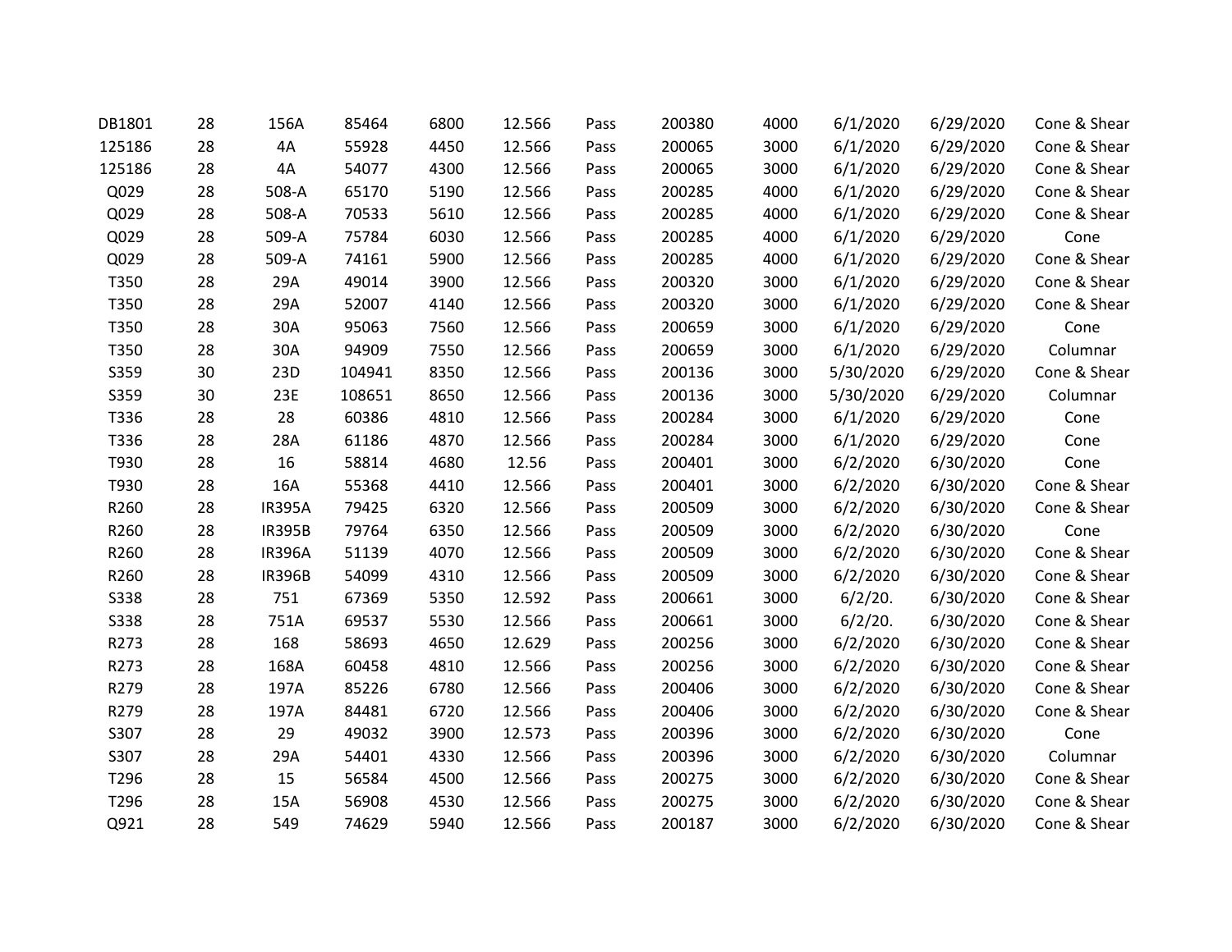| | | | | | | | | | | | |
|---|---|---|---|---|---|---|---|---|---|---|---|
| DB1801 | 28 | 156A | 85464 | 6800 | 12.566 | Pass | 200380 | 4000 | 6/1/2020 | 6/29/2020 | Cone & Shear |
| 125186 | 28 | 4A | 55928 | 4450 | 12.566 | Pass | 200065 | 3000 | 6/1/2020 | 6/29/2020 | Cone & Shear |
| 125186 | 28 | 4A | 54077 | 4300 | 12.566 | Pass | 200065 | 3000 | 6/1/2020 | 6/29/2020 | Cone & Shear |
| Q029 | 28 | 508-A | 65170 | 5190 | 12.566 | Pass | 200285 | 4000 | 6/1/2020 | 6/29/2020 | Cone & Shear |
| Q029 | 28 | 508-A | 70533 | 5610 | 12.566 | Pass | 200285 | 4000 | 6/1/2020 | 6/29/2020 | Cone & Shear |
| Q029 | 28 | 509-A | 75784 | 6030 | 12.566 | Pass | 200285 | 4000 | 6/1/2020 | 6/29/2020 | Cone |
| Q029 | 28 | 509-A | 74161 | 5900 | 12.566 | Pass | 200285 | 4000 | 6/1/2020 | 6/29/2020 | Cone & Shear |
| T350 | 28 | 29A | 49014 | 3900 | 12.566 | Pass | 200320 | 3000 | 6/1/2020 | 6/29/2020 | Cone & Shear |
| T350 | 28 | 29A | 52007 | 4140 | 12.566 | Pass | 200320 | 3000 | 6/1/2020 | 6/29/2020 | Cone & Shear |
| T350 | 28 | 30A | 95063 | 7560 | 12.566 | Pass | 200659 | 3000 | 6/1/2020 | 6/29/2020 | Cone |
| T350 | 28 | 30A | 94909 | 7550 | 12.566 | Pass | 200659 | 3000 | 6/1/2020 | 6/29/2020 | Columnar |
| S359 | 30 | 23D | 104941 | 8350 | 12.566 | Pass | 200136 | 3000 | 5/30/2020 | 6/29/2020 | Cone & Shear |
| S359 | 30 | 23E | 108651 | 8650 | 12.566 | Pass | 200136 | 3000 | 5/30/2020 | 6/29/2020 | Columnar |
| T336 | 28 | 28 | 60386 | 4810 | 12.566 | Pass | 200284 | 3000 | 6/1/2020 | 6/29/2020 | Cone |
| T336 | 28 | 28A | 61186 | 4870 | 12.566 | Pass | 200284 | 3000 | 6/1/2020 | 6/29/2020 | Cone |
| T930 | 28 | 16 | 58814 | 4680 | 12.56 | Pass | 200401 | 3000 | 6/2/2020 | 6/30/2020 | Cone |
| T930 | 28 | 16A | 55368 | 4410 | 12.566 | Pass | 200401 | 3000 | 6/2/2020 | 6/30/2020 | Cone & Shear |
| R260 | 28 | IR395A | 79425 | 6320 | 12.566 | Pass | 200509 | 3000 | 6/2/2020 | 6/30/2020 | Cone & Shear |
| R260 | 28 | IR395B | 79764 | 6350 | 12.566 | Pass | 200509 | 3000 | 6/2/2020 | 6/30/2020 | Cone |
| R260 | 28 | IR396A | 51139 | 4070 | 12.566 | Pass | 200509 | 3000 | 6/2/2020 | 6/30/2020 | Cone & Shear |
| R260 | 28 | IR396B | 54099 | 4310 | 12.566 | Pass | 200509 | 3000 | 6/2/2020 | 6/30/2020 | Cone & Shear |
| S338 | 28 | 751 | 67369 | 5350 | 12.592 | Pass | 200661 | 3000 | 6/2/20. | 6/30/2020 | Cone & Shear |
| S338 | 28 | 751A | 69537 | 5530 | 12.566 | Pass | 200661 | 3000 | 6/2/20. | 6/30/2020 | Cone & Shear |
| R273 | 28 | 168 | 58693 | 4650 | 12.629 | Pass | 200256 | 3000 | 6/2/2020 | 6/30/2020 | Cone & Shear |
| R273 | 28 | 168A | 60458 | 4810 | 12.566 | Pass | 200256 | 3000 | 6/2/2020 | 6/30/2020 | Cone & Shear |
| R279 | 28 | 197A | 85226 | 6780 | 12.566 | Pass | 200406 | 3000 | 6/2/2020 | 6/30/2020 | Cone & Shear |
| R279 | 28 | 197A | 84481 | 6720 | 12.566 | Pass | 200406 | 3000 | 6/2/2020 | 6/30/2020 | Cone & Shear |
| S307 | 28 | 29 | 49032 | 3900 | 12.573 | Pass | 200396 | 3000 | 6/2/2020 | 6/30/2020 | Cone |
| S307 | 28 | 29A | 54401 | 4330 | 12.566 | Pass | 200396 | 3000 | 6/2/2020 | 6/30/2020 | Columnar |
| T296 | 28 | 15 | 56584 | 4500 | 12.566 | Pass | 200275 | 3000 | 6/2/2020 | 6/30/2020 | Cone & Shear |
| T296 | 28 | 15A | 56908 | 4530 | 12.566 | Pass | 200275 | 3000 | 6/2/2020 | 6/30/2020 | Cone & Shear |
| Q921 | 28 | 549 | 74629 | 5940 | 12.566 | Pass | 200187 | 3000 | 6/2/2020 | 6/30/2020 | Cone & Shear |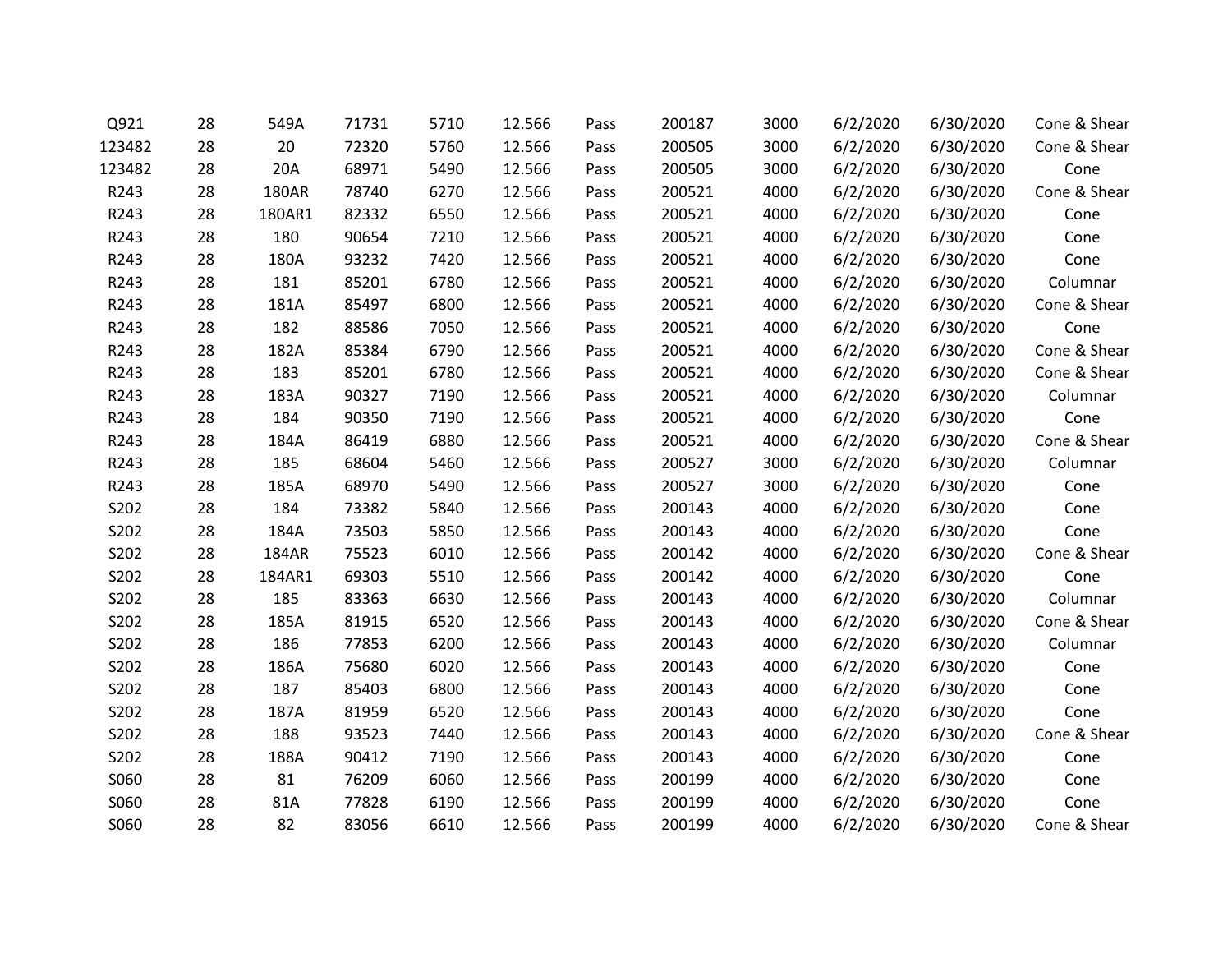| | | | | | | | | | | | |
|---|---|---|---|---|---|---|---|---|---|---|---|
| Q921 | 28 | 549A | 71731 | 5710 | 12.566 | Pass | 200187 | 3000 | 6/2/2020 | 6/30/2020 | Cone & Shear |
| 123482 | 28 | 20 | 72320 | 5760 | 12.566 | Pass | 200505 | 3000 | 6/2/2020 | 6/30/2020 | Cone & Shear |
| 123482 | 28 | 20A | 68971 | 5490 | 12.566 | Pass | 200505 | 3000 | 6/2/2020 | 6/30/2020 | Cone |
| R243 | 28 | 180AR | 78740 | 6270 | 12.566 | Pass | 200521 | 4000 | 6/2/2020 | 6/30/2020 | Cone & Shear |
| R243 | 28 | 180AR1 | 82332 | 6550 | 12.566 | Pass | 200521 | 4000 | 6/2/2020 | 6/30/2020 | Cone |
| R243 | 28 | 180 | 90654 | 7210 | 12.566 | Pass | 200521 | 4000 | 6/2/2020 | 6/30/2020 | Cone |
| R243 | 28 | 180A | 93232 | 7420 | 12.566 | Pass | 200521 | 4000 | 6/2/2020 | 6/30/2020 | Cone |
| R243 | 28 | 181 | 85201 | 6780 | 12.566 | Pass | 200521 | 4000 | 6/2/2020 | 6/30/2020 | Columnar |
| R243 | 28 | 181A | 85497 | 6800 | 12.566 | Pass | 200521 | 4000 | 6/2/2020 | 6/30/2020 | Cone & Shear |
| R243 | 28 | 182 | 88586 | 7050 | 12.566 | Pass | 200521 | 4000 | 6/2/2020 | 6/30/2020 | Cone |
| R243 | 28 | 182A | 85384 | 6790 | 12.566 | Pass | 200521 | 4000 | 6/2/2020 | 6/30/2020 | Cone & Shear |
| R243 | 28 | 183 | 85201 | 6780 | 12.566 | Pass | 200521 | 4000 | 6/2/2020 | 6/30/2020 | Cone & Shear |
| R243 | 28 | 183A | 90327 | 7190 | 12.566 | Pass | 200521 | 4000 | 6/2/2020 | 6/30/2020 | Columnar |
| R243 | 28 | 184 | 90350 | 7190 | 12.566 | Pass | 200521 | 4000 | 6/2/2020 | 6/30/2020 | Cone |
| R243 | 28 | 184A | 86419 | 6880 | 12.566 | Pass | 200521 | 4000 | 6/2/2020 | 6/30/2020 | Cone & Shear |
| R243 | 28 | 185 | 68604 | 5460 | 12.566 | Pass | 200527 | 3000 | 6/2/2020 | 6/30/2020 | Columnar |
| R243 | 28 | 185A | 68970 | 5490 | 12.566 | Pass | 200527 | 3000 | 6/2/2020 | 6/30/2020 | Cone |
| S202 | 28 | 184 | 73382 | 5840 | 12.566 | Pass | 200143 | 4000 | 6/2/2020 | 6/30/2020 | Cone |
| S202 | 28 | 184A | 73503 | 5850 | 12.566 | Pass | 200143 | 4000 | 6/2/2020 | 6/30/2020 | Cone |
| S202 | 28 | 184AR | 75523 | 6010 | 12.566 | Pass | 200142 | 4000 | 6/2/2020 | 6/30/2020 | Cone & Shear |
| S202 | 28 | 184AR1 | 69303 | 5510 | 12.566 | Pass | 200142 | 4000 | 6/2/2020 | 6/30/2020 | Cone |
| S202 | 28 | 185 | 83363 | 6630 | 12.566 | Pass | 200143 | 4000 | 6/2/2020 | 6/30/2020 | Columnar |
| S202 | 28 | 185A | 81915 | 6520 | 12.566 | Pass | 200143 | 4000 | 6/2/2020 | 6/30/2020 | Cone & Shear |
| S202 | 28 | 186 | 77853 | 6200 | 12.566 | Pass | 200143 | 4000 | 6/2/2020 | 6/30/2020 | Columnar |
| S202 | 28 | 186A | 75680 | 6020 | 12.566 | Pass | 200143 | 4000 | 6/2/2020 | 6/30/2020 | Cone |
| S202 | 28 | 187 | 85403 | 6800 | 12.566 | Pass | 200143 | 4000 | 6/2/2020 | 6/30/2020 | Cone |
| S202 | 28 | 187A | 81959 | 6520 | 12.566 | Pass | 200143 | 4000 | 6/2/2020 | 6/30/2020 | Cone |
| S202 | 28 | 188 | 93523 | 7440 | 12.566 | Pass | 200143 | 4000 | 6/2/2020 | 6/30/2020 | Cone & Shear |
| S202 | 28 | 188A | 90412 | 7190 | 12.566 | Pass | 200143 | 4000 | 6/2/2020 | 6/30/2020 | Cone |
| S060 | 28 | 81 | 76209 | 6060 | 12.566 | Pass | 200199 | 4000 | 6/2/2020 | 6/30/2020 | Cone |
| S060 | 28 | 81A | 77828 | 6190 | 12.566 | Pass | 200199 | 4000 | 6/2/2020 | 6/30/2020 | Cone |
| S060 | 28 | 82 | 83056 | 6610 | 12.566 | Pass | 200199 | 4000 | 6/2/2020 | 6/30/2020 | Cone & Shear |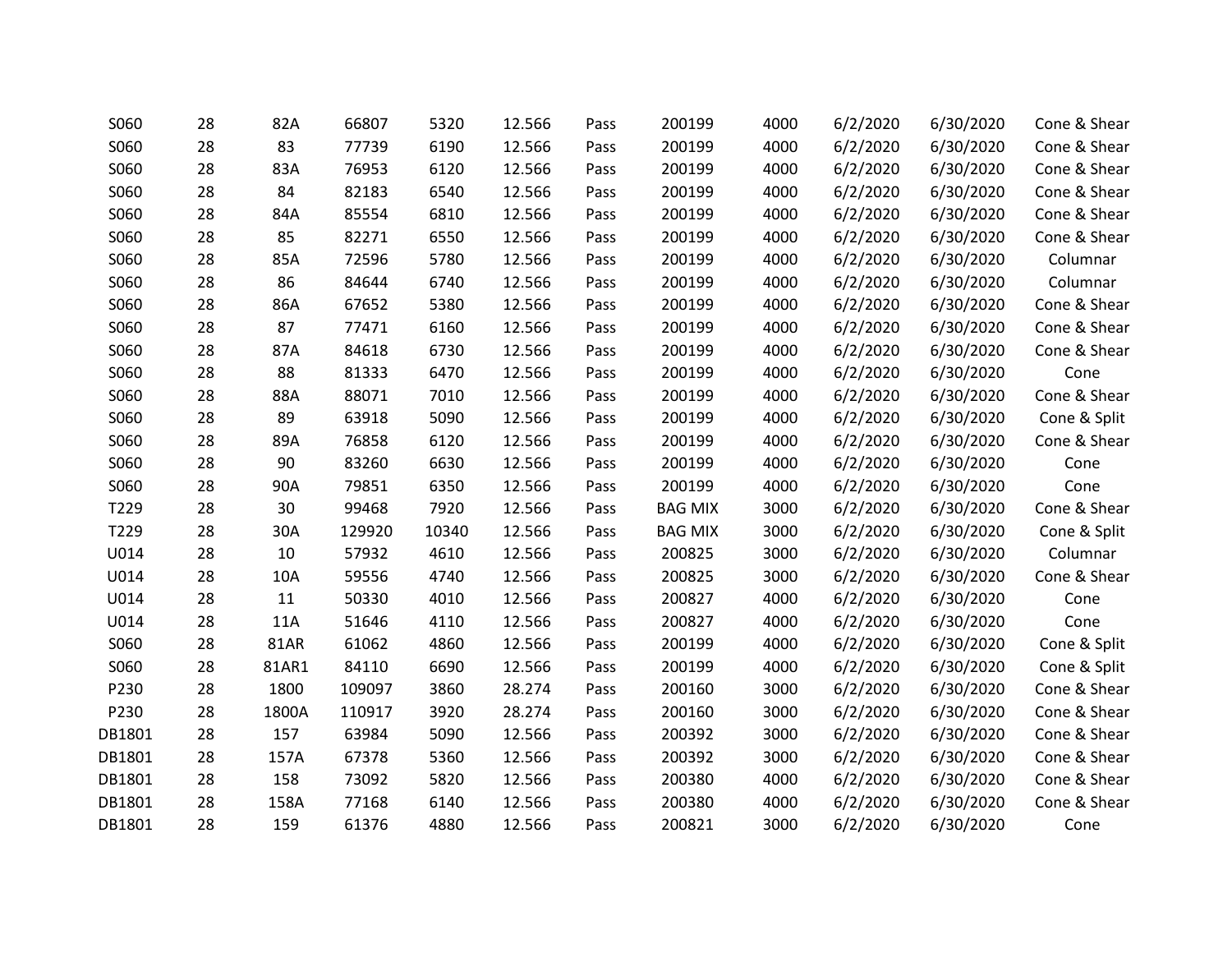| | | | | | | | | | | | | |
|---|---|---|---|---|---|---|---|---|---|---|---|---|
| S060 | 28 | 82A | 66807 | 5320 | 12.566 | Pass | 200199 | 4000 | 6/2/2020 | 6/30/2020 | Cone & Shear |
| S060 | 28 | 83 | 77739 | 6190 | 12.566 | Pass | 200199 | 4000 | 6/2/2020 | 6/30/2020 | Cone & Shear |
| S060 | 28 | 83A | 76953 | 6120 | 12.566 | Pass | 200199 | 4000 | 6/2/2020 | 6/30/2020 | Cone & Shear |
| S060 | 28 | 84 | 82183 | 6540 | 12.566 | Pass | 200199 | 4000 | 6/2/2020 | 6/30/2020 | Cone & Shear |
| S060 | 28 | 84A | 85554 | 6810 | 12.566 | Pass | 200199 | 4000 | 6/2/2020 | 6/30/2020 | Cone & Shear |
| S060 | 28 | 85 | 82271 | 6550 | 12.566 | Pass | 200199 | 4000 | 6/2/2020 | 6/30/2020 | Cone & Shear |
| S060 | 28 | 85A | 72596 | 5780 | 12.566 | Pass | 200199 | 4000 | 6/2/2020 | 6/30/2020 | Columnar |
| S060 | 28 | 86 | 84644 | 6740 | 12.566 | Pass | 200199 | 4000 | 6/2/2020 | 6/30/2020 | Columnar |
| S060 | 28 | 86A | 67652 | 5380 | 12.566 | Pass | 200199 | 4000 | 6/2/2020 | 6/30/2020 | Cone & Shear |
| S060 | 28 | 87 | 77471 | 6160 | 12.566 | Pass | 200199 | 4000 | 6/2/2020 | 6/30/2020 | Cone & Shear |
| S060 | 28 | 87A | 84618 | 6730 | 12.566 | Pass | 200199 | 4000 | 6/2/2020 | 6/30/2020 | Cone & Shear |
| S060 | 28 | 88 | 81333 | 6470 | 12.566 | Pass | 200199 | 4000 | 6/2/2020 | 6/30/2020 | Cone |
| S060 | 28 | 88A | 88071 | 7010 | 12.566 | Pass | 200199 | 4000 | 6/2/2020 | 6/30/2020 | Cone & Shear |
| S060 | 28 | 89 | 63918 | 5090 | 12.566 | Pass | 200199 | 4000 | 6/2/2020 | 6/30/2020 | Cone & Split |
| S060 | 28 | 89A | 76858 | 6120 | 12.566 | Pass | 200199 | 4000 | 6/2/2020 | 6/30/2020 | Cone & Shear |
| S060 | 28 | 90 | 83260 | 6630 | 12.566 | Pass | 200199 | 4000 | 6/2/2020 | 6/30/2020 | Cone |
| S060 | 28 | 90A | 79851 | 6350 | 12.566 | Pass | 200199 | 4000 | 6/2/2020 | 6/30/2020 | Cone |
| T229 | 28 | 30 | 99468 | 7920 | 12.566 | Pass | BAG MIX | 3000 | 6/2/2020 | 6/30/2020 | Cone & Shear |
| T229 | 28 | 30A | 129920 | 10340 | 12.566 | Pass | BAG MIX | 3000 | 6/2/2020 | 6/30/2020 | Cone & Split |
| U014 | 28 | 10 | 57932 | 4610 | 12.566 | Pass | 200825 | 3000 | 6/2/2020 | 6/30/2020 | Columnar |
| U014 | 28 | 10A | 59556 | 4740 | 12.566 | Pass | 200825 | 3000 | 6/2/2020 | 6/30/2020 | Cone & Shear |
| U014 | 28 | 11 | 50330 | 4010 | 12.566 | Pass | 200827 | 4000 | 6/2/2020 | 6/30/2020 | Cone |
| U014 | 28 | 11A | 51646 | 4110 | 12.566 | Pass | 200827 | 4000 | 6/2/2020 | 6/30/2020 | Cone |
| S060 | 28 | 81AR | 61062 | 4860 | 12.566 | Pass | 200199 | 4000 | 6/2/2020 | 6/30/2020 | Cone & Split |
| S060 | 28 | 81AR1 | 84110 | 6690 | 12.566 | Pass | 200199 | 4000 | 6/2/2020 | 6/30/2020 | Cone & Split |
| P230 | 28 | 1800 | 109097 | 3860 | 28.274 | Pass | 200160 | 3000 | 6/2/2020 | 6/30/2020 | Cone & Shear |
| P230 | 28 | 1800A | 110917 | 3920 | 28.274 | Pass | 200160 | 3000 | 6/2/2020 | 6/30/2020 | Cone & Shear |
| DB1801 | 28 | 157 | 63984 | 5090 | 12.566 | Pass | 200392 | 3000 | 6/2/2020 | 6/30/2020 | Cone & Shear |
| DB1801 | 28 | 157A | 67378 | 5360 | 12.566 | Pass | 200392 | 3000 | 6/2/2020 | 6/30/2020 | Cone & Shear |
| DB1801 | 28 | 158 | 73092 | 5820 | 12.566 | Pass | 200380 | 4000 | 6/2/2020 | 6/30/2020 | Cone & Shear |
| DB1801 | 28 | 158A | 77168 | 6140 | 12.566 | Pass | 200380 | 4000 | 6/2/2020 | 6/30/2020 | Cone & Shear |
| DB1801 | 28 | 159 | 61376 | 4880 | 12.566 | Pass | 200821 | 3000 | 6/2/2020 | 6/30/2020 | Cone |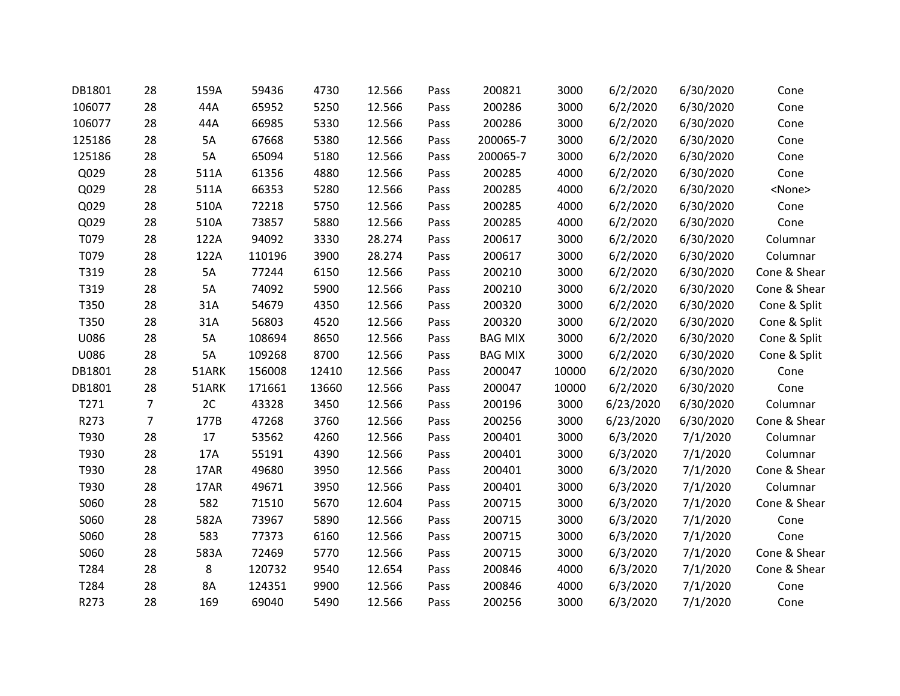| | | | | | | | | | | | |
|---|---|---|---|---|---|---|---|---|---|---|---|
| DB1801 | 28 | 159A | 59436 | 4730 | 12.566 | Pass | 200821 | 3000 | 6/2/2020 | 6/30/2020 | Cone |
| 106077 | 28 | 44A | 65952 | 5250 | 12.566 | Pass | 200286 | 3000 | 6/2/2020 | 6/30/2020 | Cone |
| 106077 | 28 | 44A | 66985 | 5330 | 12.566 | Pass | 200286 | 3000 | 6/2/2020 | 6/30/2020 | Cone |
| 125186 | 28 | 5A | 67668 | 5380 | 12.566 | Pass | 200065-7 | 3000 | 6/2/2020 | 6/30/2020 | Cone |
| 125186 | 28 | 5A | 65094 | 5180 | 12.566 | Pass | 200065-7 | 3000 | 6/2/2020 | 6/30/2020 | Cone |
| Q029 | 28 | 511A | 61356 | 4880 | 12.566 | Pass | 200285 | 4000 | 6/2/2020 | 6/30/2020 | Cone |
| Q029 | 28 | 511A | 66353 | 5280 | 12.566 | Pass | 200285 | 4000 | 6/2/2020 | 6/30/2020 | <None> |
| Q029 | 28 | 510A | 72218 | 5750 | 12.566 | Pass | 200285 | 4000 | 6/2/2020 | 6/30/2020 | Cone |
| Q029 | 28 | 510A | 73857 | 5880 | 12.566 | Pass | 200285 | 4000 | 6/2/2020 | 6/30/2020 | Cone |
| T079 | 28 | 122A | 94092 | 3330 | 28.274 | Pass | 200617 | 3000 | 6/2/2020 | 6/30/2020 | Columnar |
| T079 | 28 | 122A | 110196 | 3900 | 28.274 | Pass | 200617 | 3000 | 6/2/2020 | 6/30/2020 | Columnar |
| T319 | 28 | 5A | 77244 | 6150 | 12.566 | Pass | 200210 | 3000 | 6/2/2020 | 6/30/2020 | Cone & Shear |
| T319 | 28 | 5A | 74092 | 5900 | 12.566 | Pass | 200210 | 3000 | 6/2/2020 | 6/30/2020 | Cone & Shear |
| T350 | 28 | 31A | 54679 | 4350 | 12.566 | Pass | 200320 | 3000 | 6/2/2020 | 6/30/2020 | Cone & Split |
| T350 | 28 | 31A | 56803 | 4520 | 12.566 | Pass | 200320 | 3000 | 6/2/2020 | 6/30/2020 | Cone & Split |
| U086 | 28 | 5A | 108694 | 8650 | 12.566 | Pass | BAG MIX | 3000 | 6/2/2020 | 6/30/2020 | Cone & Split |
| U086 | 28 | 5A | 109268 | 8700 | 12.566 | Pass | BAG MIX | 3000 | 6/2/2020 | 6/30/2020 | Cone & Split |
| DB1801 | 28 | 51ARK | 156008 | 12410 | 12.566 | Pass | 200047 | 10000 | 6/2/2020 | 6/30/2020 | Cone |
| DB1801 | 28 | 51ARK | 171661 | 13660 | 12.566 | Pass | 200047 | 10000 | 6/2/2020 | 6/30/2020 | Cone |
| T271 | 7 | 2C | 43328 | 3450 | 12.566 | Pass | 200196 | 3000 | 6/23/2020 | 6/30/2020 | Columnar |
| R273 | 7 | 177B | 47268 | 3760 | 12.566 | Pass | 200256 | 3000 | 6/23/2020 | 6/30/2020 | Cone & Shear |
| T930 | 28 | 17 | 53562 | 4260 | 12.566 | Pass | 200401 | 3000 | 6/3/2020 | 7/1/2020 | Columnar |
| T930 | 28 | 17A | 55191 | 4390 | 12.566 | Pass | 200401 | 3000 | 6/3/2020 | 7/1/2020 | Columnar |
| T930 | 28 | 17AR | 49680 | 3950 | 12.566 | Pass | 200401 | 3000 | 6/3/2020 | 7/1/2020 | Cone & Shear |
| T930 | 28 | 17AR | 49671 | 3950 | 12.566 | Pass | 200401 | 3000 | 6/3/2020 | 7/1/2020 | Columnar |
| S060 | 28 | 582 | 71510 | 5670 | 12.604 | Pass | 200715 | 3000 | 6/3/2020 | 7/1/2020 | Cone & Shear |
| S060 | 28 | 582A | 73967 | 5890 | 12.566 | Pass | 200715 | 3000 | 6/3/2020 | 7/1/2020 | Cone |
| S060 | 28 | 583 | 77373 | 6160 | 12.566 | Pass | 200715 | 3000 | 6/3/2020 | 7/1/2020 | Cone |
| S060 | 28 | 583A | 72469 | 5770 | 12.566 | Pass | 200715 | 3000 | 6/3/2020 | 7/1/2020 | Cone & Shear |
| T284 | 28 | 8 | 120732 | 9540 | 12.654 | Pass | 200846 | 4000 | 6/3/2020 | 7/1/2020 | Cone & Shear |
| T284 | 28 | 8A | 124351 | 9900 | 12.566 | Pass | 200846 | 4000 | 6/3/2020 | 7/1/2020 | Cone |
| R273 | 28 | 169 | 69040 | 5490 | 12.566 | Pass | 200256 | 3000 | 6/3/2020 | 7/1/2020 | Cone |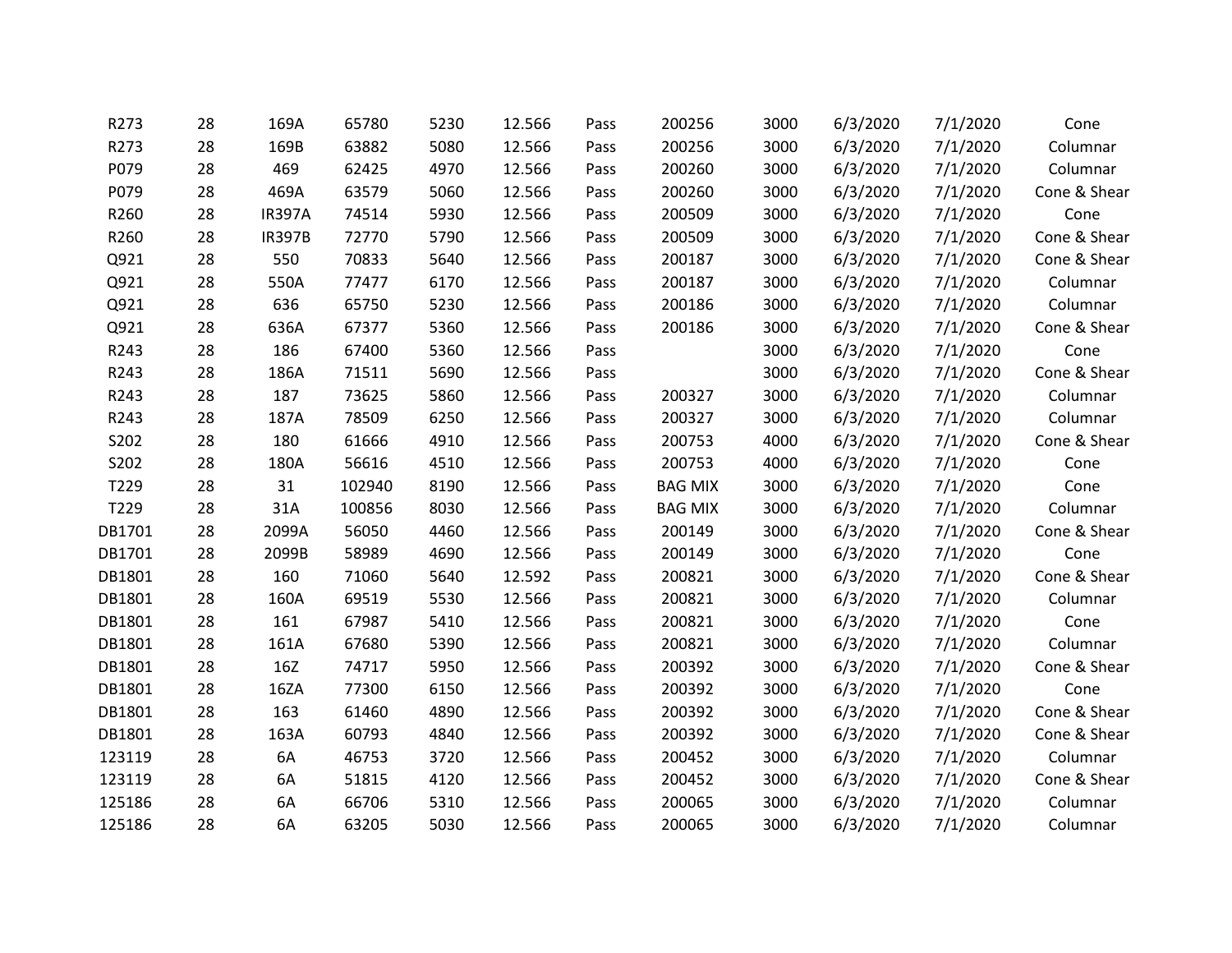| | | | | | | | | | | | |
|---|---|---|---|---|---|---|---|---|---|---|---|
| R273 | 28 | 169A | 65780 | 5230 | 12.566 | Pass | 200256 | 3000 | 6/3/2020 | 7/1/2020 | Cone |
| R273 | 28 | 169B | 63882 | 5080 | 12.566 | Pass | 200256 | 3000 | 6/3/2020 | 7/1/2020 | Columnar |
| P079 | 28 | 469 | 62425 | 4970 | 12.566 | Pass | 200260 | 3000 | 6/3/2020 | 7/1/2020 | Columnar |
| P079 | 28 | 469A | 63579 | 5060 | 12.566 | Pass | 200260 | 3000 | 6/3/2020 | 7/1/2020 | Cone & Shear |
| R260 | 28 | IR397A | 74514 | 5930 | 12.566 | Pass | 200509 | 3000 | 6/3/2020 | 7/1/2020 | Cone |
| R260 | 28 | IR397B | 72770 | 5790 | 12.566 | Pass | 200509 | 3000 | 6/3/2020 | 7/1/2020 | Cone & Shear |
| Q921 | 28 | 550 | 70833 | 5640 | 12.566 | Pass | 200187 | 3000 | 6/3/2020 | 7/1/2020 | Cone & Shear |
| Q921 | 28 | 550A | 77477 | 6170 | 12.566 | Pass | 200187 | 3000 | 6/3/2020 | 7/1/2020 | Columnar |
| Q921 | 28 | 636 | 65750 | 5230 | 12.566 | Pass | 200186 | 3000 | 6/3/2020 | 7/1/2020 | Columnar |
| Q921 | 28 | 636A | 67377 | 5360 | 12.566 | Pass | 200186 | 3000 | 6/3/2020 | 7/1/2020 | Cone & Shear |
| R243 | 28 | 186 | 67400 | 5360 | 12.566 | Pass | | 3000 | 6/3/2020 | 7/1/2020 | Cone |
| R243 | 28 | 186A | 71511 | 5690 | 12.566 | Pass | | 3000 | 6/3/2020 | 7/1/2020 | Cone & Shear |
| R243 | 28 | 187 | 73625 | 5860 | 12.566 | Pass | 200327 | 3000 | 6/3/2020 | 7/1/2020 | Columnar |
| R243 | 28 | 187A | 78509 | 6250 | 12.566 | Pass | 200327 | 3000 | 6/3/2020 | 7/1/2020 | Columnar |
| S202 | 28 | 180 | 61666 | 4910 | 12.566 | Pass | 200753 | 4000 | 6/3/2020 | 7/1/2020 | Cone & Shear |
| S202 | 28 | 180A | 56616 | 4510 | 12.566 | Pass | 200753 | 4000 | 6/3/2020 | 7/1/2020 | Cone |
| T229 | 28 | 31 | 102940 | 8190 | 12.566 | Pass | BAG MIX | 3000 | 6/3/2020 | 7/1/2020 | Cone |
| T229 | 28 | 31A | 100856 | 8030 | 12.566 | Pass | BAG MIX | 3000 | 6/3/2020 | 7/1/2020 | Columnar |
| DB1701 | 28 | 2099A | 56050 | 4460 | 12.566 | Pass | 200149 | 3000 | 6/3/2020 | 7/1/2020 | Cone & Shear |
| DB1701 | 28 | 2099B | 58989 | 4690 | 12.566 | Pass | 200149 | 3000 | 6/3/2020 | 7/1/2020 | Cone |
| DB1801 | 28 | 160 | 71060 | 5640 | 12.592 | Pass | 200821 | 3000 | 6/3/2020 | 7/1/2020 | Cone & Shear |
| DB1801 | 28 | 160A | 69519 | 5530 | 12.566 | Pass | 200821 | 3000 | 6/3/2020 | 7/1/2020 | Columnar |
| DB1801 | 28 | 161 | 67987 | 5410 | 12.566 | Pass | 200821 | 3000 | 6/3/2020 | 7/1/2020 | Cone |
| DB1801 | 28 | 161A | 67680 | 5390 | 12.566 | Pass | 200821 | 3000 | 6/3/2020 | 7/1/2020 | Columnar |
| DB1801 | 28 | 16Z | 74717 | 5950 | 12.566 | Pass | 200392 | 3000 | 6/3/2020 | 7/1/2020 | Cone & Shear |
| DB1801 | 28 | 16ZA | 77300 | 6150 | 12.566 | Pass | 200392 | 3000 | 6/3/2020 | 7/1/2020 | Cone |
| DB1801 | 28 | 163 | 61460 | 4890 | 12.566 | Pass | 200392 | 3000 | 6/3/2020 | 7/1/2020 | Cone & Shear |
| DB1801 | 28 | 163A | 60793 | 4840 | 12.566 | Pass | 200392 | 3000 | 6/3/2020 | 7/1/2020 | Cone & Shear |
| 123119 | 28 | 6A | 46753 | 3720 | 12.566 | Pass | 200452 | 3000 | 6/3/2020 | 7/1/2020 | Columnar |
| 123119 | 28 | 6A | 51815 | 4120 | 12.566 | Pass | 200452 | 3000 | 6/3/2020 | 7/1/2020 | Cone & Shear |
| 125186 | 28 | 6A | 66706 | 5310 | 12.566 | Pass | 200065 | 3000 | 6/3/2020 | 7/1/2020 | Columnar |
| 125186 | 28 | 6A | 63205 | 5030 | 12.566 | Pass | 200065 | 3000 | 6/3/2020 | 7/1/2020 | Columnar |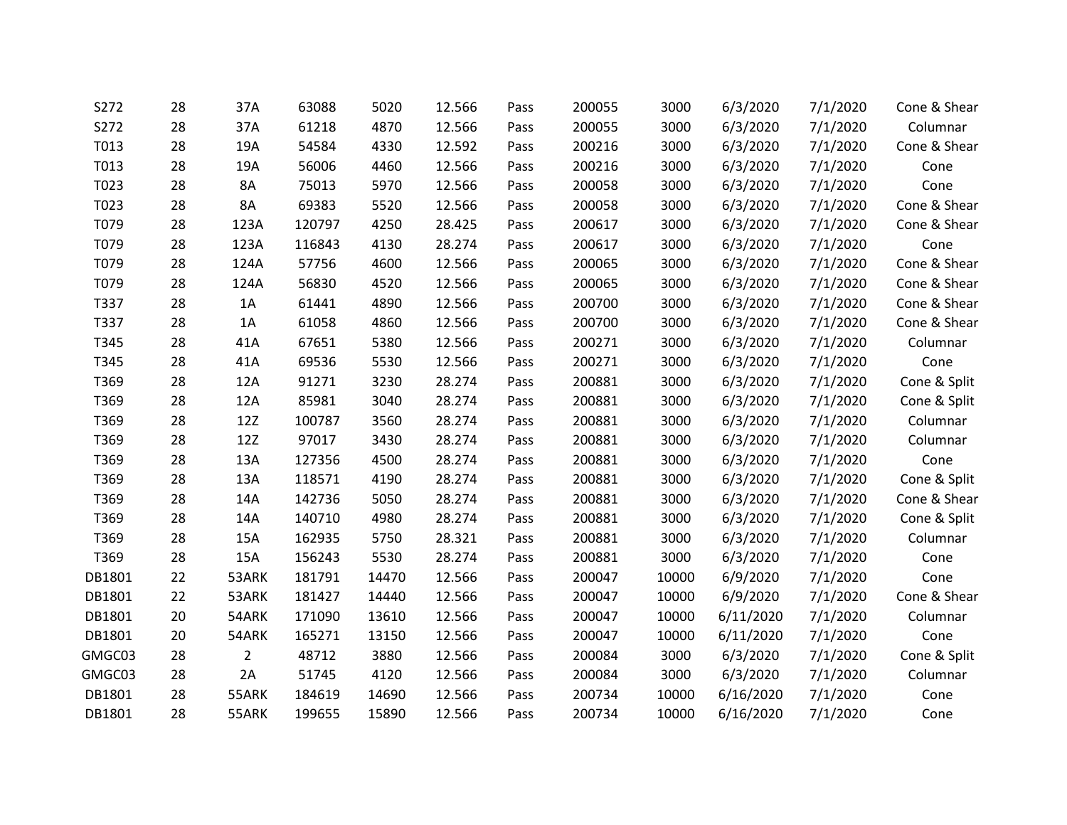| | | | | | | | | | | | |
|---|---|---|---|---|---|---|---|---|---|---|---|
| S272 | 28 | 37A | 63088 | 5020 | 12.566 | Pass | 200055 | 3000 | 6/3/2020 | 7/1/2020 | Cone & Shear |
| S272 | 28 | 37A | 61218 | 4870 | 12.566 | Pass | 200055 | 3000 | 6/3/2020 | 7/1/2020 | Columnar |
| T013 | 28 | 19A | 54584 | 4330 | 12.592 | Pass | 200216 | 3000 | 6/3/2020 | 7/1/2020 | Cone & Shear |
| T013 | 28 | 19A | 56006 | 4460 | 12.566 | Pass | 200216 | 3000 | 6/3/2020 | 7/1/2020 | Cone |
| T023 | 28 | 8A | 75013 | 5970 | 12.566 | Pass | 200058 | 3000 | 6/3/2020 | 7/1/2020 | Cone |
| T023 | 28 | 8A | 69383 | 5520 | 12.566 | Pass | 200058 | 3000 | 6/3/2020 | 7/1/2020 | Cone & Shear |
| T079 | 28 | 123A | 120797 | 4250 | 28.425 | Pass | 200617 | 3000 | 6/3/2020 | 7/1/2020 | Cone & Shear |
| T079 | 28 | 123A | 116843 | 4130 | 28.274 | Pass | 200617 | 3000 | 6/3/2020 | 7/1/2020 | Cone |
| T079 | 28 | 124A | 57756 | 4600 | 12.566 | Pass | 200065 | 3000 | 6/3/2020 | 7/1/2020 | Cone & Shear |
| T079 | 28 | 124A | 56830 | 4520 | 12.566 | Pass | 200065 | 3000 | 6/3/2020 | 7/1/2020 | Cone & Shear |
| T337 | 28 | 1A | 61441 | 4890 | 12.566 | Pass | 200700 | 3000 | 6/3/2020 | 7/1/2020 | Cone & Shear |
| T337 | 28 | 1A | 61058 | 4860 | 12.566 | Pass | 200700 | 3000 | 6/3/2020 | 7/1/2020 | Cone & Shear |
| T345 | 28 | 41A | 67651 | 5380 | 12.566 | Pass | 200271 | 3000 | 6/3/2020 | 7/1/2020 | Columnar |
| T345 | 28 | 41A | 69536 | 5530 | 12.566 | Pass | 200271 | 3000 | 6/3/2020 | 7/1/2020 | Cone |
| T369 | 28 | 12A | 91271 | 3230 | 28.274 | Pass | 200881 | 3000 | 6/3/2020 | 7/1/2020 | Cone & Split |
| T369 | 28 | 12A | 85981 | 3040 | 28.274 | Pass | 200881 | 3000 | 6/3/2020 | 7/1/2020 | Cone & Split |
| T369 | 28 | 12Z | 100787 | 3560 | 28.274 | Pass | 200881 | 3000 | 6/3/2020 | 7/1/2020 | Columnar |
| T369 | 28 | 12Z | 97017 | 3430 | 28.274 | Pass | 200881 | 3000 | 6/3/2020 | 7/1/2020 | Columnar |
| T369 | 28 | 13A | 127356 | 4500 | 28.274 | Pass | 200881 | 3000 | 6/3/2020 | 7/1/2020 | Cone |
| T369 | 28 | 13A | 118571 | 4190 | 28.274 | Pass | 200881 | 3000 | 6/3/2020 | 7/1/2020 | Cone & Split |
| T369 | 28 | 14A | 142736 | 5050 | 28.274 | Pass | 200881 | 3000 | 6/3/2020 | 7/1/2020 | Cone & Shear |
| T369 | 28 | 14A | 140710 | 4980 | 28.274 | Pass | 200881 | 3000 | 6/3/2020 | 7/1/2020 | Cone & Split |
| T369 | 28 | 15A | 162935 | 5750 | 28.321 | Pass | 200881 | 3000 | 6/3/2020 | 7/1/2020 | Columnar |
| T369 | 28 | 15A | 156243 | 5530 | 28.274 | Pass | 200881 | 3000 | 6/3/2020 | 7/1/2020 | Cone |
| DB1801 | 22 | 53ARK | 181791 | 14470 | 12.566 | Pass | 200047 | 10000 | 6/9/2020 | 7/1/2020 | Cone |
| DB1801 | 22 | 53ARK | 181427 | 14440 | 12.566 | Pass | 200047 | 10000 | 6/9/2020 | 7/1/2020 | Cone & Shear |
| DB1801 | 20 | 54ARK | 171090 | 13610 | 12.566 | Pass | 200047 | 10000 | 6/11/2020 | 7/1/2020 | Columnar |
| DB1801 | 20 | 54ARK | 165271 | 13150 | 12.566 | Pass | 200047 | 10000 | 6/11/2020 | 7/1/2020 | Cone |
| GMGC03 | 28 | 2 | 48712 | 3880 | 12.566 | Pass | 200084 | 3000 | 6/3/2020 | 7/1/2020 | Cone & Split |
| GMGC03 | 28 | 2A | 51745 | 4120 | 12.566 | Pass | 200084 | 3000 | 6/3/2020 | 7/1/2020 | Columnar |
| DB1801 | 28 | 55ARK | 184619 | 14690 | 12.566 | Pass | 200734 | 10000 | 6/16/2020 | 7/1/2020 | Cone |
| DB1801 | 28 | 55ARK | 199655 | 15890 | 12.566 | Pass | 200734 | 10000 | 6/16/2020 | 7/1/2020 | Cone |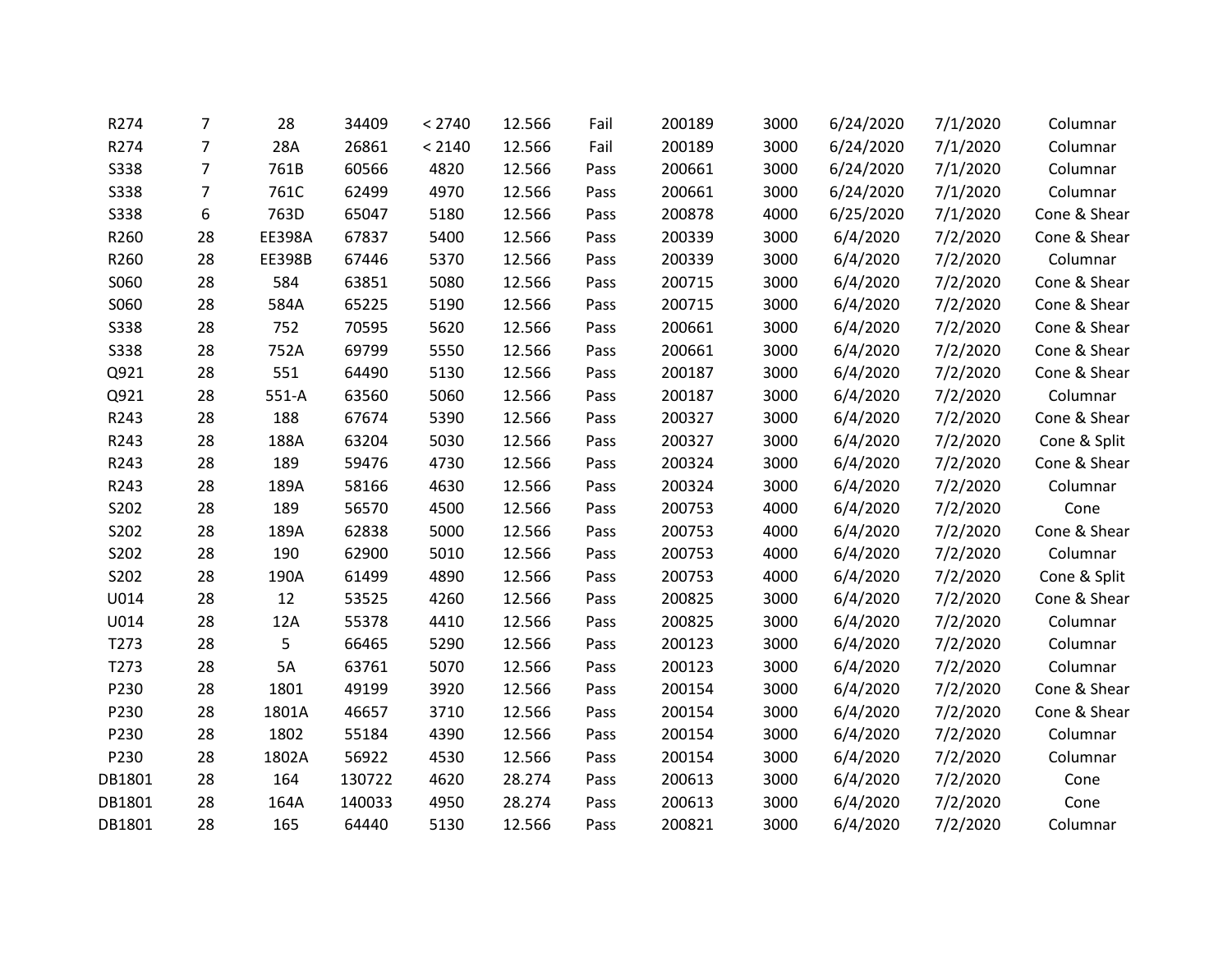| | | | | | | | | | | | |
|---|---|---|---|---|---|---|---|---|---|---|---|
| R274 | 7 | 28 | 34409 | < 2740 | 12.566 | Fail | 200189 | 3000 | 6/24/2020 | 7/1/2020 | Columnar |
| R274 | 7 | 28A | 26861 | < 2140 | 12.566 | Fail | 200189 | 3000 | 6/24/2020 | 7/1/2020 | Columnar |
| S338 | 7 | 761B | 60566 | 4820 | 12.566 | Pass | 200661 | 3000 | 6/24/2020 | 7/1/2020 | Columnar |
| S338 | 7 | 761C | 62499 | 4970 | 12.566 | Pass | 200661 | 3000 | 6/24/2020 | 7/1/2020 | Columnar |
| S338 | 6 | 763D | 65047 | 5180 | 12.566 | Pass | 200878 | 4000 | 6/25/2020 | 7/1/2020 | Cone & Shear |
| R260 | 28 | EE398A | 67837 | 5400 | 12.566 | Pass | 200339 | 3000 | 6/4/2020 | 7/2/2020 | Cone & Shear |
| R260 | 28 | EE398B | 67446 | 5370 | 12.566 | Pass | 200339 | 3000 | 6/4/2020 | 7/2/2020 | Columnar |
| S060 | 28 | 584 | 63851 | 5080 | 12.566 | Pass | 200715 | 3000 | 6/4/2020 | 7/2/2020 | Cone & Shear |
| S060 | 28 | 584A | 65225 | 5190 | 12.566 | Pass | 200715 | 3000 | 6/4/2020 | 7/2/2020 | Cone & Shear |
| S338 | 28 | 752 | 70595 | 5620 | 12.566 | Pass | 200661 | 3000 | 6/4/2020 | 7/2/2020 | Cone & Shear |
| S338 | 28 | 752A | 69799 | 5550 | 12.566 | Pass | 200661 | 3000 | 6/4/2020 | 7/2/2020 | Cone & Shear |
| Q921 | 28 | 551 | 64490 | 5130 | 12.566 | Pass | 200187 | 3000 | 6/4/2020 | 7/2/2020 | Cone & Shear |
| Q921 | 28 | 551-A | 63560 | 5060 | 12.566 | Pass | 200187 | 3000 | 6/4/2020 | 7/2/2020 | Columnar |
| R243 | 28 | 188 | 67674 | 5390 | 12.566 | Pass | 200327 | 3000 | 6/4/2020 | 7/2/2020 | Cone & Shear |
| R243 | 28 | 188A | 63204 | 5030 | 12.566 | Pass | 200327 | 3000 | 6/4/2020 | 7/2/2020 | Cone & Split |
| R243 | 28 | 189 | 59476 | 4730 | 12.566 | Pass | 200324 | 3000 | 6/4/2020 | 7/2/2020 | Cone & Shear |
| R243 | 28 | 189A | 58166 | 4630 | 12.566 | Pass | 200324 | 3000 | 6/4/2020 | 7/2/2020 | Columnar |
| S202 | 28 | 189 | 56570 | 4500 | 12.566 | Pass | 200753 | 4000 | 6/4/2020 | 7/2/2020 | Cone |
| S202 | 28 | 189A | 62838 | 5000 | 12.566 | Pass | 200753 | 4000 | 6/4/2020 | 7/2/2020 | Cone & Shear |
| S202 | 28 | 190 | 62900 | 5010 | 12.566 | Pass | 200753 | 4000 | 6/4/2020 | 7/2/2020 | Columnar |
| S202 | 28 | 190A | 61499 | 4890 | 12.566 | Pass | 200753 | 4000 | 6/4/2020 | 7/2/2020 | Cone & Split |
| U014 | 28 | 12 | 53525 | 4260 | 12.566 | Pass | 200825 | 3000 | 6/4/2020 | 7/2/2020 | Cone & Shear |
| U014 | 28 | 12A | 55378 | 4410 | 12.566 | Pass | 200825 | 3000 | 6/4/2020 | 7/2/2020 | Columnar |
| T273 | 28 | 5 | 66465 | 5290 | 12.566 | Pass | 200123 | 3000 | 6/4/2020 | 7/2/2020 | Columnar |
| T273 | 28 | 5A | 63761 | 5070 | 12.566 | Pass | 200123 | 3000 | 6/4/2020 | 7/2/2020 | Columnar |
| P230 | 28 | 1801 | 49199 | 3920 | 12.566 | Pass | 200154 | 3000 | 6/4/2020 | 7/2/2020 | Cone & Shear |
| P230 | 28 | 1801A | 46657 | 3710 | 12.566 | Pass | 200154 | 3000 | 6/4/2020 | 7/2/2020 | Cone & Shear |
| P230 | 28 | 1802 | 55184 | 4390 | 12.566 | Pass | 200154 | 3000 | 6/4/2020 | 7/2/2020 | Columnar |
| P230 | 28 | 1802A | 56922 | 4530 | 12.566 | Pass | 200154 | 3000 | 6/4/2020 | 7/2/2020 | Columnar |
| DB1801 | 28 | 164 | 130722 | 4620 | 28.274 | Pass | 200613 | 3000 | 6/4/2020 | 7/2/2020 | Cone |
| DB1801 | 28 | 164A | 140033 | 4950 | 28.274 | Pass | 200613 | 3000 | 6/4/2020 | 7/2/2020 | Cone |
| DB1801 | 28 | 165 | 64440 | 5130 | 12.566 | Pass | 200821 | 3000 | 6/4/2020 | 7/2/2020 | Columnar |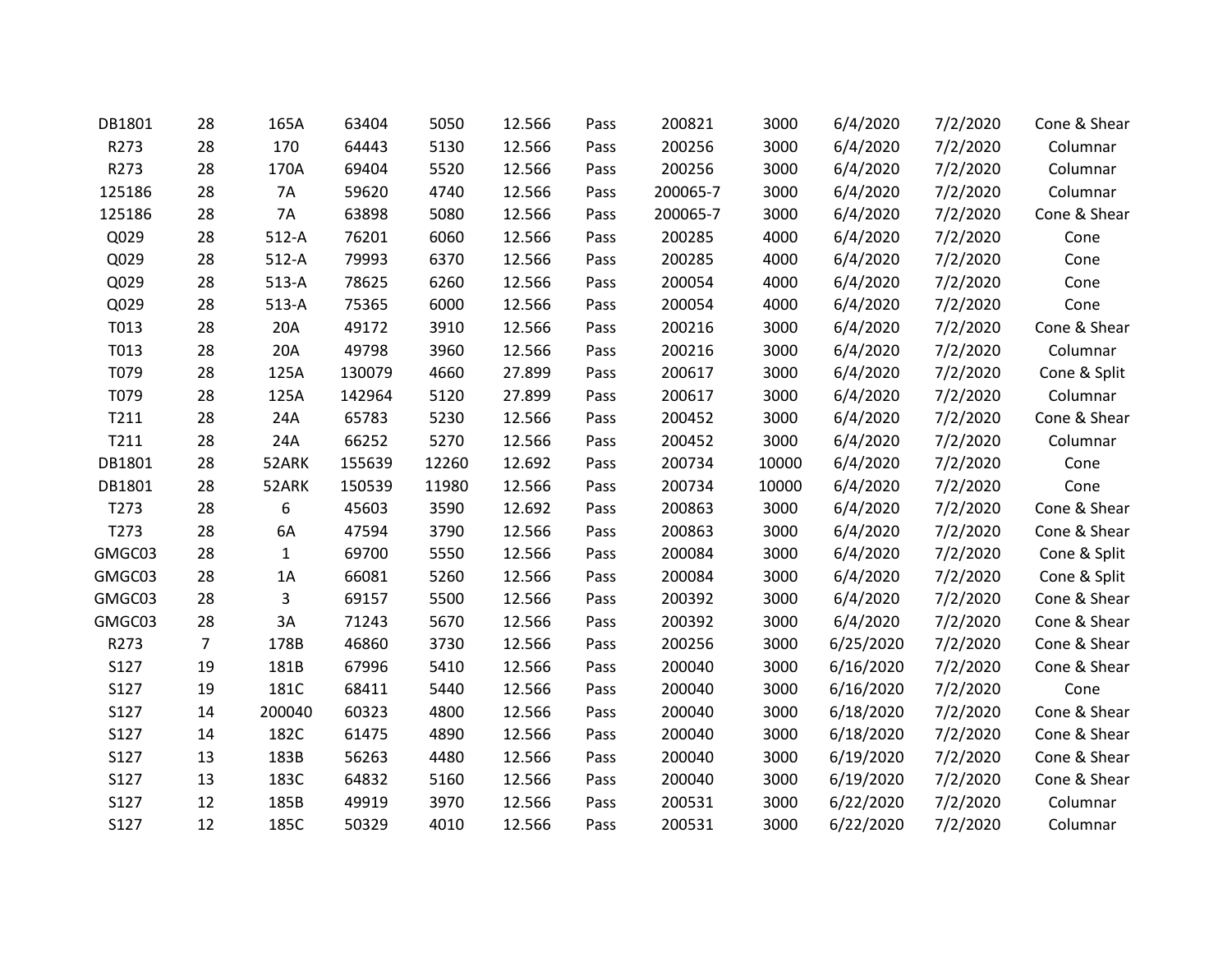| | | | | | | | | | | | |
|---|---|---|---|---|---|---|---|---|---|---|---|
| DB1801 | 28 | 165A | 63404 | 5050 | 12.566 | Pass | 200821 | 3000 | 6/4/2020 | 7/2/2020 | Cone & Shear |
| R273 | 28 | 170 | 64443 | 5130 | 12.566 | Pass | 200256 | 3000 | 6/4/2020 | 7/2/2020 | Columnar |
| R273 | 28 | 170A | 69404 | 5520 | 12.566 | Pass | 200256 | 3000 | 6/4/2020 | 7/2/2020 | Columnar |
| 125186 | 28 | 7A | 59620 | 4740 | 12.566 | Pass | 200065-7 | 3000 | 6/4/2020 | 7/2/2020 | Columnar |
| 125186 | 28 | 7A | 63898 | 5080 | 12.566 | Pass | 200065-7 | 3000 | 6/4/2020 | 7/2/2020 | Cone & Shear |
| Q029 | 28 | 512-A | 76201 | 6060 | 12.566 | Pass | 200285 | 4000 | 6/4/2020 | 7/2/2020 | Cone |
| Q029 | 28 | 512-A | 79993 | 6370 | 12.566 | Pass | 200285 | 4000 | 6/4/2020 | 7/2/2020 | Cone |
| Q029 | 28 | 513-A | 78625 | 6260 | 12.566 | Pass | 200054 | 4000 | 6/4/2020 | 7/2/2020 | Cone |
| Q029 | 28 | 513-A | 75365 | 6000 | 12.566 | Pass | 200054 | 4000 | 6/4/2020 | 7/2/2020 | Cone |
| T013 | 28 | 20A | 49172 | 3910 | 12.566 | Pass | 200216 | 3000 | 6/4/2020 | 7/2/2020 | Cone & Shear |
| T013 | 28 | 20A | 49798 | 3960 | 12.566 | Pass | 200216 | 3000 | 6/4/2020 | 7/2/2020 | Columnar |
| T079 | 28 | 125A | 130079 | 4660 | 27.899 | Pass | 200617 | 3000 | 6/4/2020 | 7/2/2020 | Cone & Split |
| T079 | 28 | 125A | 142964 | 5120 | 27.899 | Pass | 200617 | 3000 | 6/4/2020 | 7/2/2020 | Columnar |
| T211 | 28 | 24A | 65783 | 5230 | 12.566 | Pass | 200452 | 3000 | 6/4/2020 | 7/2/2020 | Cone & Shear |
| T211 | 28 | 24A | 66252 | 5270 | 12.566 | Pass | 200452 | 3000 | 6/4/2020 | 7/2/2020 | Columnar |
| DB1801 | 28 | 52ARK | 155639 | 12260 | 12.692 | Pass | 200734 | 10000 | 6/4/2020 | 7/2/2020 | Cone |
| DB1801 | 28 | 52ARK | 150539 | 11980 | 12.566 | Pass | 200734 | 10000 | 6/4/2020 | 7/2/2020 | Cone |
| T273 | 28 | 6 | 45603 | 3590 | 12.692 | Pass | 200863 | 3000 | 6/4/2020 | 7/2/2020 | Cone & Shear |
| T273 | 28 | 6A | 47594 | 3790 | 12.566 | Pass | 200863 | 3000 | 6/4/2020 | 7/2/2020 | Cone & Shear |
| GMGC03 | 28 | 1 | 69700 | 5550 | 12.566 | Pass | 200084 | 3000 | 6/4/2020 | 7/2/2020 | Cone & Split |
| GMGC03 | 28 | 1A | 66081 | 5260 | 12.566 | Pass | 200084 | 3000 | 6/4/2020 | 7/2/2020 | Cone & Split |
| GMGC03 | 28 | 3 | 69157 | 5500 | 12.566 | Pass | 200392 | 3000 | 6/4/2020 | 7/2/2020 | Cone & Shear |
| GMGC03 | 28 | 3A | 71243 | 5670 | 12.566 | Pass | 200392 | 3000 | 6/4/2020 | 7/2/2020 | Cone & Shear |
| R273 | 7 | 178B | 46860 | 3730 | 12.566 | Pass | 200256 | 3000 | 6/25/2020 | 7/2/2020 | Cone & Shear |
| S127 | 19 | 181B | 67996 | 5410 | 12.566 | Pass | 200040 | 3000 | 6/16/2020 | 7/2/2020 | Cone & Shear |
| S127 | 19 | 181C | 68411 | 5440 | 12.566 | Pass | 200040 | 3000 | 6/16/2020 | 7/2/2020 | Cone |
| S127 | 14 | 200040 | 60323 | 4800 | 12.566 | Pass | 200040 | 3000 | 6/18/2020 | 7/2/2020 | Cone & Shear |
| S127 | 14 | 182C | 61475 | 4890 | 12.566 | Pass | 200040 | 3000 | 6/18/2020 | 7/2/2020 | Cone & Shear |
| S127 | 13 | 183B | 56263 | 4480 | 12.566 | Pass | 200040 | 3000 | 6/19/2020 | 7/2/2020 | Cone & Shear |
| S127 | 13 | 183C | 64832 | 5160 | 12.566 | Pass | 200040 | 3000 | 6/19/2020 | 7/2/2020 | Cone & Shear |
| S127 | 12 | 185B | 49919 | 3970 | 12.566 | Pass | 200531 | 3000 | 6/22/2020 | 7/2/2020 | Columnar |
| S127 | 12 | 185C | 50329 | 4010 | 12.566 | Pass | 200531 | 3000 | 6/22/2020 | 7/2/2020 | Columnar |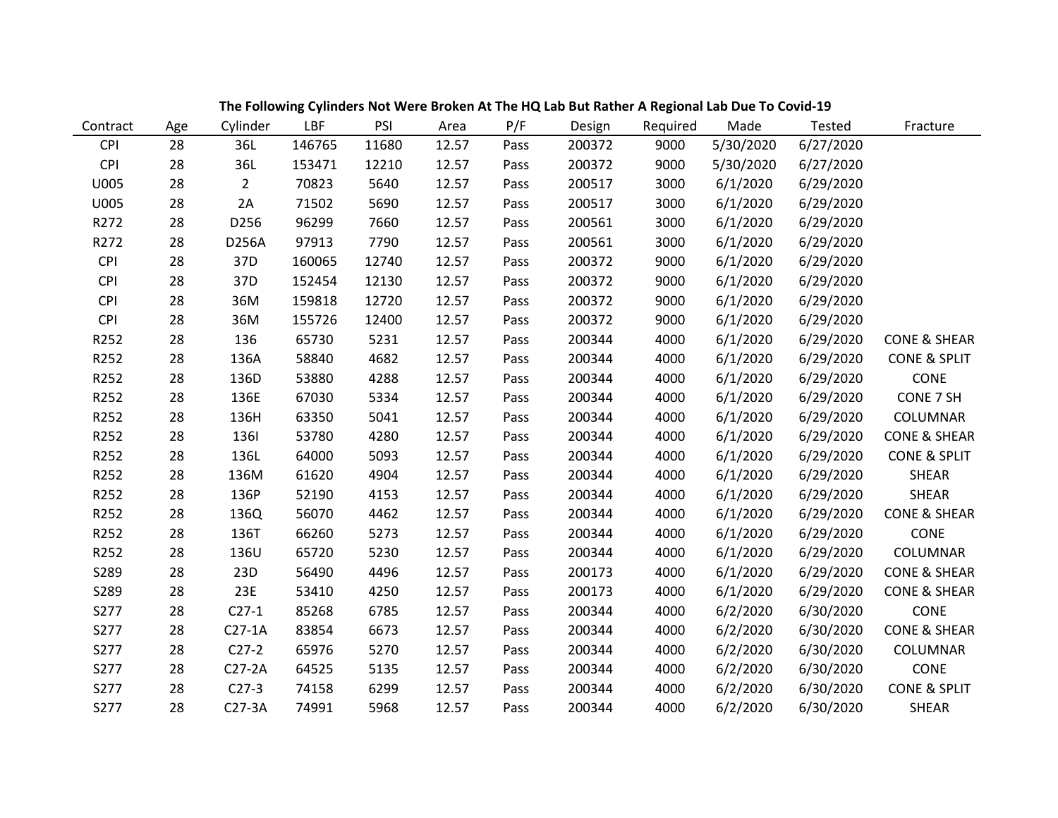**The Following Cylinders Not Were Broken At The HQ Lab But Rather A Regional Lab Due To Covid-19**

| Contract | Age | Cylinder | LBF | PSI | Area | P/F | Design | Required | Made | Tested | Fracture |
|---|---|---|---|---|---|---|---|---|---|---|---|
| CPI | 28 | 36L | 146765 | 11680 | 12.57 | Pass | 200372 | 9000 | 5/30/2020 | 6/27/2020 | |
| CPI | 28 | 36L | 153471 | 12210 | 12.57 | Pass | 200372 | 9000 | 5/30/2020 | 6/27/2020 | |
| U005 | 28 | 2 | 70823 | 5640 | 12.57 | Pass | 200517 | 3000 | 6/1/2020 | 6/29/2020 | |
| U005 | 28 | 2A | 71502 | 5690 | 12.57 | Pass | 200517 | 3000 | 6/1/2020 | 6/29/2020 | |
| R272 | 28 | D256 | 96299 | 7660 | 12.57 | Pass | 200561 | 3000 | 6/1/2020 | 6/29/2020 | |
| R272 | 28 | D256A | 97913 | 7790 | 12.57 | Pass | 200561 | 3000 | 6/1/2020 | 6/29/2020 | |
| CPI | 28 | 37D | 160065 | 12740 | 12.57 | Pass | 200372 | 9000 | 6/1/2020 | 6/29/2020 | |
| CPI | 28 | 37D | 152454 | 12130 | 12.57 | Pass | 200372 | 9000 | 6/1/2020 | 6/29/2020 | |
| CPI | 28 | 36M | 159818 | 12720 | 12.57 | Pass | 200372 | 9000 | 6/1/2020 | 6/29/2020 | |
| CPI | 28 | 36M | 155726 | 12400 | 12.57 | Pass | 200372 | 9000 | 6/1/2020 | 6/29/2020 | |
| R252 | 28 | 136 | 65730 | 5231 | 12.57 | Pass | 200344 | 4000 | 6/1/2020 | 6/29/2020 | CONE & SHEAR |
| R252 | 28 | 136A | 58840 | 4682 | 12.57 | Pass | 200344 | 4000 | 6/1/2020 | 6/29/2020 | CONE & SPLIT |
| R252 | 28 | 136D | 53880 | 4288 | 12.57 | Pass | 200344 | 4000 | 6/1/2020 | 6/29/2020 | CONE |
| R252 | 28 | 136E | 67030 | 5334 | 12.57 | Pass | 200344 | 4000 | 6/1/2020 | 6/29/2020 | CONE 7 SH |
| R252 | 28 | 136H | 63350 | 5041 | 12.57 | Pass | 200344 | 4000 | 6/1/2020 | 6/29/2020 | COLUMNAR |
| R252 | 28 | 136I | 53780 | 4280 | 12.57 | Pass | 200344 | 4000 | 6/1/2020 | 6/29/2020 | CONE & SHEAR |
| R252 | 28 | 136L | 64000 | 5093 | 12.57 | Pass | 200344 | 4000 | 6/1/2020 | 6/29/2020 | CONE & SPLIT |
| R252 | 28 | 136M | 61620 | 4904 | 12.57 | Pass | 200344 | 4000 | 6/1/2020 | 6/29/2020 | SHEAR |
| R252 | 28 | 136P | 52190 | 4153 | 12.57 | Pass | 200344 | 4000 | 6/1/2020 | 6/29/2020 | SHEAR |
| R252 | 28 | 136Q | 56070 | 4462 | 12.57 | Pass | 200344 | 4000 | 6/1/2020 | 6/29/2020 | CONE & SHEAR |
| R252 | 28 | 136T | 66260 | 5273 | 12.57 | Pass | 200344 | 4000 | 6/1/2020 | 6/29/2020 | CONE |
| R252 | 28 | 136U | 65720 | 5230 | 12.57 | Pass | 200344 | 4000 | 6/1/2020 | 6/29/2020 | COLUMNAR |
| S289 | 28 | 23D | 56490 | 4496 | 12.57 | Pass | 200173 | 4000 | 6/1/2020 | 6/29/2020 | CONE & SHEAR |
| S289 | 28 | 23E | 53410 | 4250 | 12.57 | Pass | 200173 | 4000 | 6/1/2020 | 6/29/2020 | CONE & SHEAR |
| S277 | 28 | C27-1 | 85268 | 6785 | 12.57 | Pass | 200344 | 4000 | 6/2/2020 | 6/30/2020 | CONE |
| S277 | 28 | C27-1A | 83854 | 6673 | 12.57 | Pass | 200344 | 4000 | 6/2/2020 | 6/30/2020 | CONE & SHEAR |
| S277 | 28 | C27-2 | 65976 | 5270 | 12.57 | Pass | 200344 | 4000 | 6/2/2020 | 6/30/2020 | COLUMNAR |
| S277 | 28 | C27-2A | 64525 | 5135 | 12.57 | Pass | 200344 | 4000 | 6/2/2020 | 6/30/2020 | CONE |
| S277 | 28 | C27-3 | 74158 | 6299 | 12.57 | Pass | 200344 | 4000 | 6/2/2020 | 6/30/2020 | CONE & SPLIT |
| S277 | 28 | C27-3A | 74991 | 5968 | 12.57 | Pass | 200344 | 4000 | 6/2/2020 | 6/30/2020 | SHEAR |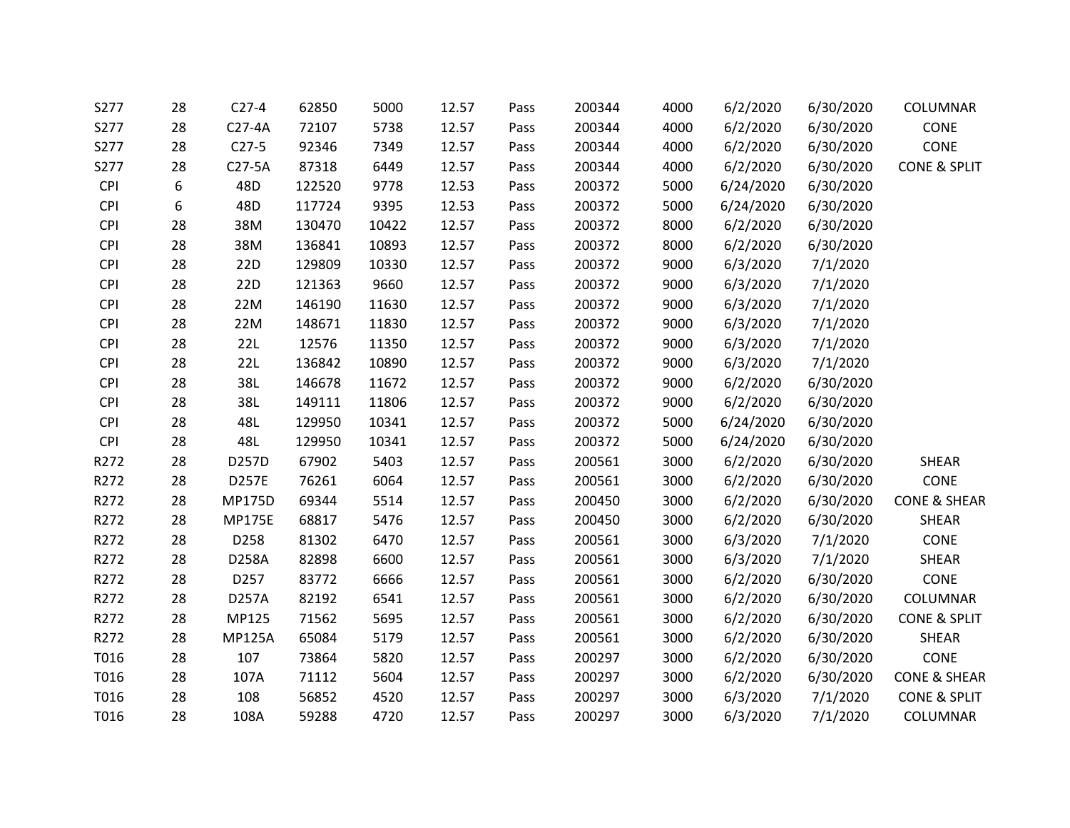| | | | | | | | | | | | |
|---|---|---|---|---|---|---|---|---|---|---|---|
| S277 | 28 | C27-4 | 62850 | 5000 | 12.57 | Pass | 200344 | 4000 | 6/2/2020 | 6/30/2020 | COLUMNAR |
| S277 | 28 | C27-4A | 72107 | 5738 | 12.57 | Pass | 200344 | 4000 | 6/2/2020 | 6/30/2020 | CONE |
| S277 | 28 | C27-5 | 92346 | 7349 | 12.57 | Pass | 200344 | 4000 | 6/2/2020 | 6/30/2020 | CONE |
| S277 | 28 | C27-5A | 87318 | 6449 | 12.57 | Pass | 200344 | 4000 | 6/2/2020 | 6/30/2020 | CONE & SPLIT |
| CPI | 6 | 48D | 122520 | 9778 | 12.53 | Pass | 200372 | 5000 | 6/24/2020 | 6/30/2020 | |
| CPI | 6 | 48D | 117724 | 9395 | 12.53 | Pass | 200372 | 5000 | 6/24/2020 | 6/30/2020 | |
| CPI | 28 | 38M | 130470 | 10422 | 12.57 | Pass | 200372 | 8000 | 6/2/2020 | 6/30/2020 | |
| CPI | 28 | 38M | 136841 | 10893 | 12.57 | Pass | 200372 | 8000 | 6/2/2020 | 6/30/2020 | |
| CPI | 28 | 22D | 129809 | 10330 | 12.57 | Pass | 200372 | 9000 | 6/3/2020 | 7/1/2020 | |
| CPI | 28 | 22D | 121363 | 9660 | 12.57 | Pass | 200372 | 9000 | 6/3/2020 | 7/1/2020 | |
| CPI | 28 | 22M | 146190 | 11630 | 12.57 | Pass | 200372 | 9000 | 6/3/2020 | 7/1/2020 | |
| CPI | 28 | 22M | 148671 | 11830 | 12.57 | Pass | 200372 | 9000 | 6/3/2020 | 7/1/2020 | |
| CPI | 28 | 22L | 12576 | 11350 | 12.57 | Pass | 200372 | 9000 | 6/3/2020 | 7/1/2020 | |
| CPI | 28 | 22L | 136842 | 10890 | 12.57 | Pass | 200372 | 9000 | 6/3/2020 | 7/1/2020 | |
| CPI | 28 | 38L | 146678 | 11672 | 12.57 | Pass | 200372 | 9000 | 6/2/2020 | 6/30/2020 | |
| CPI | 28 | 38L | 149111 | 11806 | 12.57 | Pass | 200372 | 9000 | 6/2/2020 | 6/30/2020 | |
| CPI | 28 | 48L | 129950 | 10341 | 12.57 | Pass | 200372 | 5000 | 6/24/2020 | 6/30/2020 | |
| CPI | 28 | 48L | 129950 | 10341 | 12.57 | Pass | 200372 | 5000 | 6/24/2020 | 6/30/2020 | |
| R272 | 28 | D257D | 67902 | 5403 | 12.57 | Pass | 200561 | 3000 | 6/2/2020 | 6/30/2020 | SHEAR |
| R272 | 28 | D257E | 76261 | 6064 | 12.57 | Pass | 200561 | 3000 | 6/2/2020 | 6/30/2020 | CONE |
| R272 | 28 | MP175D | 69344 | 5514 | 12.57 | Pass | 200450 | 3000 | 6/2/2020 | 6/30/2020 | CONE & SHEAR |
| R272 | 28 | MP175E | 68817 | 5476 | 12.57 | Pass | 200450 | 3000 | 6/2/2020 | 6/30/2020 | SHEAR |
| R272 | 28 | D258 | 81302 | 6470 | 12.57 | Pass | 200561 | 3000 | 6/3/2020 | 7/1/2020 | CONE |
| R272 | 28 | D258A | 82898 | 6600 | 12.57 | Pass | 200561 | 3000 | 6/3/2020 | 7/1/2020 | SHEAR |
| R272 | 28 | D257 | 83772 | 6666 | 12.57 | Pass | 200561 | 3000 | 6/2/2020 | 6/30/2020 | CONE |
| R272 | 28 | D257A | 82192 | 6541 | 12.57 | Pass | 200561 | 3000 | 6/2/2020 | 6/30/2020 | COLUMNAR |
| R272 | 28 | MP125 | 71562 | 5695 | 12.57 | Pass | 200561 | 3000 | 6/2/2020 | 6/30/2020 | CONE & SPLIT |
| R272 | 28 | MP125A | 65084 | 5179 | 12.57 | Pass | 200561 | 3000 | 6/2/2020 | 6/30/2020 | SHEAR |
| T016 | 28 | 107 | 73864 | 5820 | 12.57 | Pass | 200297 | 3000 | 6/2/2020 | 6/30/2020 | CONE |
| T016 | 28 | 107A | 71112 | 5604 | 12.57 | Pass | 200297 | 3000 | 6/2/2020 | 6/30/2020 | CONE & SHEAR |
| T016 | 28 | 108 | 56852 | 4520 | 12.57 | Pass | 200297 | 3000 | 6/3/2020 | 7/1/2020 | CONE & SPLIT |
| T016 | 28 | 108A | 59288 | 4720 | 12.57 | Pass | 200297 | 3000 | 6/3/2020 | 7/1/2020 | COLUMNAR |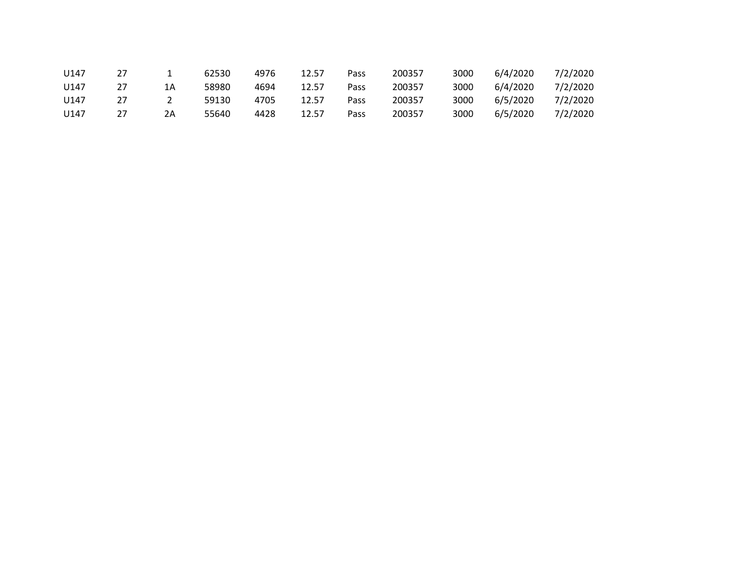| | | | | | | | | | | |
|---|---|---|---|---|---|---|---|---|---|---|
| U147 | 27 | 1 | 62530 | 4976 | 12.57 | Pass | 200357 | 3000 | 6/4/2020 | 7/2/2020 |
| U147 | 27 | 1A | 58980 | 4694 | 12.57 | Pass | 200357 | 3000 | 6/4/2020 | 7/2/2020 |
| U147 | 27 | 2 | 59130 | 4705 | 12.57 | Pass | 200357 | 3000 | 6/5/2020 | 7/2/2020 |
| U147 | 27 | 2A | 55640 | 4428 | 12.57 | Pass | 200357 | 3000 | 6/5/2020 | 7/2/2020 |